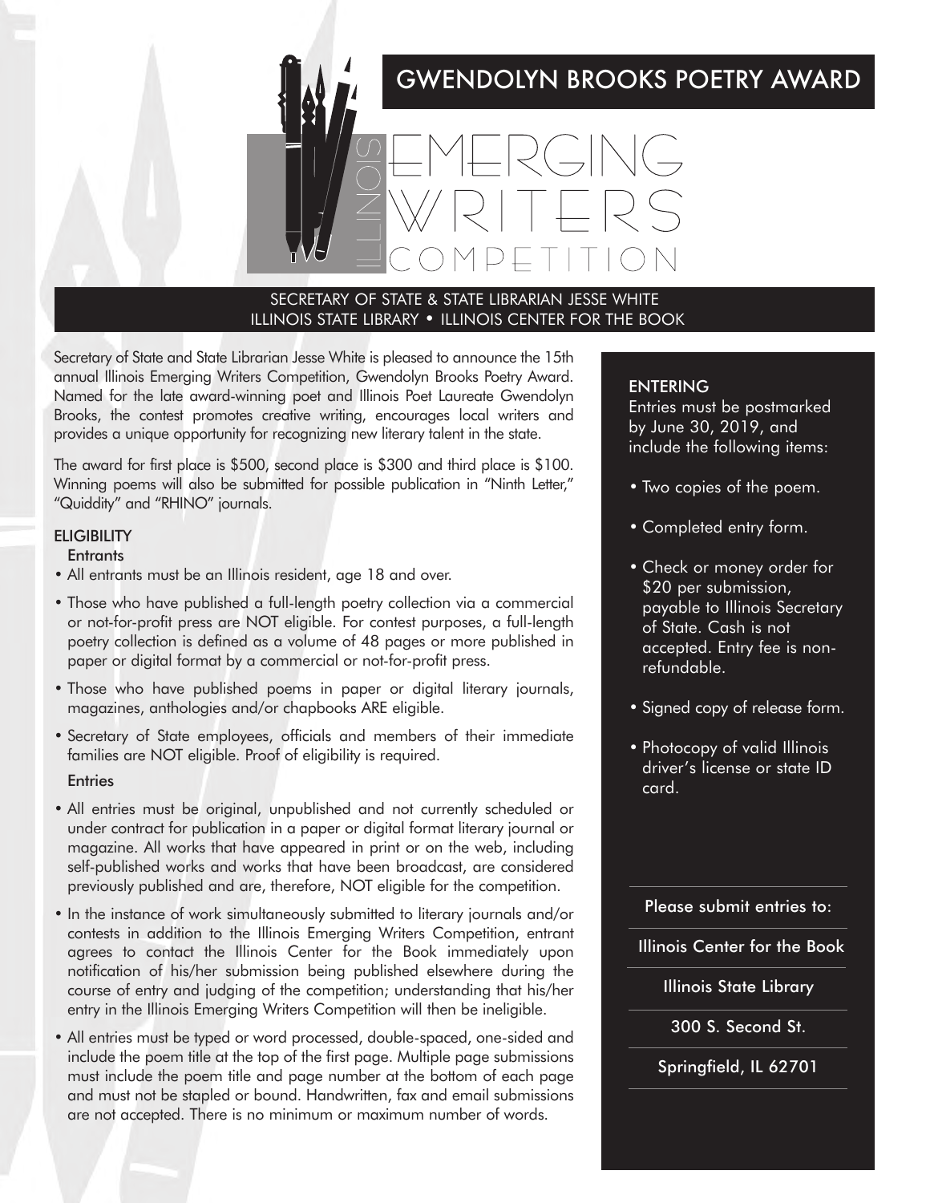# GWENDOLYN BROOKS POETRY AWARD

# ILLINOIS EMERGING WRITERS COMPETITION

SECRETARY OF STATE & STATE LIBRARIAN JESSE WHITE
ILLINOIS STATE LIBRARY • ILLINOIS CENTER FOR THE BOOK

Secretary of State and State Librarian Jesse White is pleased to announce the 15th annual Illinois Emerging Writers Competition, Gwendolyn Brooks Poetry Award. Named for the late award-winning poet and Illinois Poet Laureate Gwendolyn Brooks, the contest promotes creative writing, encourages local writers and provides a unique opportunity for recognizing new literary talent in the state.

The award for first place is $500, second place is $300 and third place is $100. Winning poems will also be submitted for possible publication in "Ninth Letter," "Quiddity" and "RHINO" journals.

## ELIGIBILITY

### Entrants

- All entrants must be an Illinois resident, age 18 and over.
- Those who have published a full-length poetry collection via a commercial or not-for-profit press are NOT eligible. For contest purposes, a full-length poetry collection is defined as a volume of 48 pages or more published in paper or digital format by a commercial or not-for-profit press.
- Those who have published poems in paper or digital literary journals, magazines, anthologies and/or chapbooks ARE eligible.
- Secretary of State employees, officials and members of their immediate families are NOT eligible. Proof of eligibility is required.

### Entries

- All entries must be original, unpublished and not currently scheduled or under contract for publication in a paper or digital format literary journal or magazine. All works that have appeared in print or on the web, including self-published works and works that have been broadcast, are considered previously published and are, therefore, NOT eligible for the competition.
- In the instance of work simultaneously submitted to literary journals and/or contests in addition to the Illinois Emerging Writers Competition, entrant agrees to contact the Illinois Center for the Book immediately upon notification of his/her submission being published elsewhere during the course of entry and judging of the competition; understanding that his/her entry in the Illinois Emerging Writers Competition will then be ineligible.
- All entries must be typed or word processed, double-spaced, one-sided and include the poem title at the top of the first page. Multiple page submissions must include the poem title and page number at the bottom of each page and must not be stapled or bound. Handwritten, fax and email submissions are not accepted. There is no minimum or maximum number of words.

## ENTERING

Entries must be postmarked by June 30, 2019, and include the following items:

- Two copies of the poem.
- Completed entry form.
- Check or money order for $20 per submission, payable to Illinois Secretary of State. Cash is not accepted. Entry fee is non-refundable.
- Signed copy of release form.
- Photocopy of valid Illinois driver's license or state ID card.

**Please submit entries to:**

Illinois Center for the Book
Illinois State Library
300 S. Second St.
Springfield, IL 62701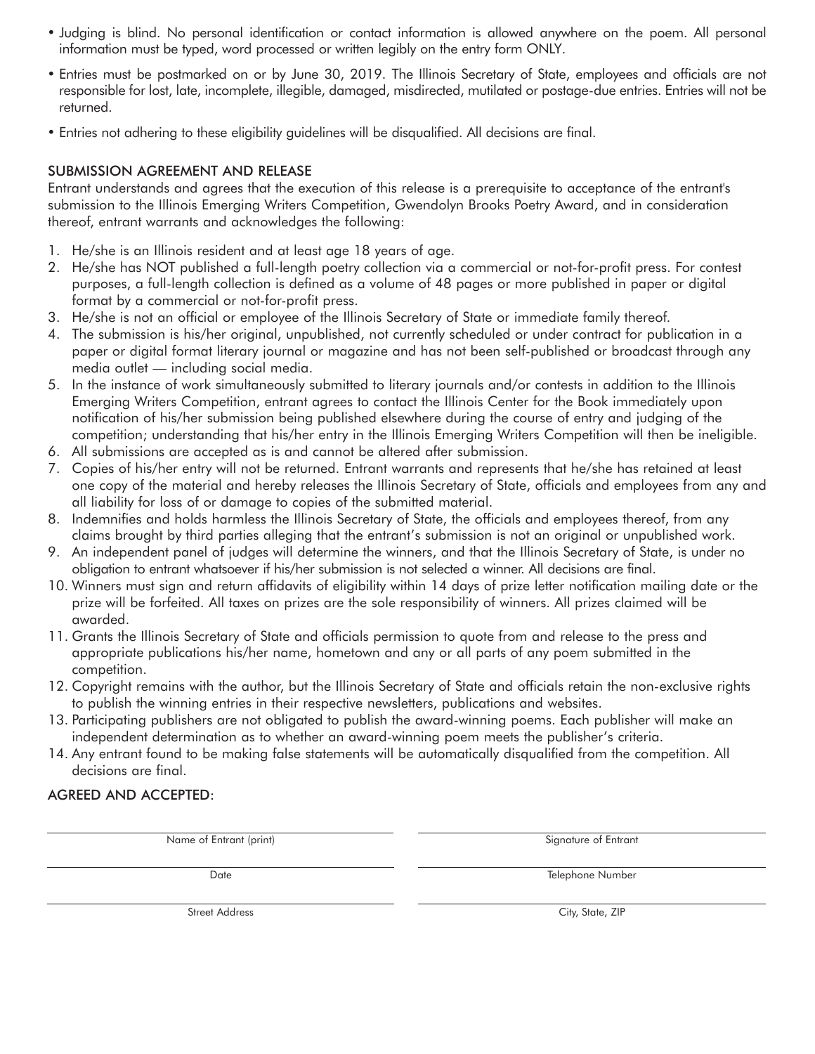- Judging is blind. No personal identification or contact information is allowed anywhere on the poem. All personal information must be typed, word processed or written legibly on the entry form ONLY.
- Entries must be postmarked on or by June 30, 2019. The Illinois Secretary of State, employees and officials are not responsible for lost, late, incomplete, illegible, damaged, misdirected, mutilated or postage-due entries. Entries will not be returned.
- Entries not adhering to these eligibility guidelines will be disqualified. All decisions are final.

## SUBMISSION AGREEMENT AND RELEASE

Entrant understands and agrees that the execution of this release is a prerequisite to acceptance of the entrant's submission to the Illinois Emerging Writers Competition, Gwendolyn Brooks Poetry Award, and in consideration thereof, entrant warrants and acknowledges the following:

1. He/she is an Illinois resident and at least age 18 years of age.
2. He/she has NOT published a full-length poetry collection via a commercial or not-for-profit press. For contest purposes, a full-length collection is defined as a volume of 48 pages or more published in paper or digital format by a commercial or not-for-profit press.
3. He/she is not an official or employee of the Illinois Secretary of State or immediate family thereof.
4. The submission is his/her original, unpublished, not currently scheduled or under contract for publication in a paper or digital format literary journal or magazine and has not been self-published or broadcast through any media outlet — including social media.
5. In the instance of work simultaneously submitted to literary journals and/or contests in addition to the Illinois Emerging Writers Competition, entrant agrees to contact the Illinois Center for the Book immediately upon notification of his/her submission being published elsewhere during the course of entry and judging of the competition; understanding that his/her entry in the Illinois Emerging Writers Competition will then be ineligible.
6. All submissions are accepted as is and cannot be altered after submission.
7. Copies of his/her entry will not be returned. Entrant warrants and represents that he/she has retained at least one copy of the material and hereby releases the Illinois Secretary of State, officials and employees from any and all liability for loss of or damage to copies of the submitted material.
8. Indemnifies and holds harmless the Illinois Secretary of State, the officials and employees thereof, from any claims brought by third parties alleging that the entrant's submission is not an original or unpublished work.
9. An independent panel of judges will determine the winners, and that the Illinois Secretary of State, is under no obligation to entrant whatsoever if his/her submission is not selected a winner. All decisions are final.
10. Winners must sign and return affidavits of eligibility within 14 days of prize letter notification mailing date or the prize will be forfeited. All taxes on prizes are the sole responsibility of winners. All prizes claimed will be awarded.
11. Grants the Illinois Secretary of State and officials permission to quote from and release to the press and appropriate publications his/her name, hometown and any or all parts of any poem submitted in the competition.
12. Copyright remains with the author, but the Illinois Secretary of State and officials retain the non-exclusive rights to publish the winning entries in their respective newsletters, publications and websites.
13. Participating publishers are not obligated to publish the award-winning poems. Each publisher will make an independent determination as to whether an award-winning poem meets the publisher's criteria.
14. Any entrant found to be making false statements will be automatically disqualified from the competition. All decisions are final.

## AGREED AND ACCEPTED:

| | |
|---|---|
| Name of Entrant (print) | Signature of Entrant |
| Date | Telephone Number |
| Street Address | City, State, ZIP |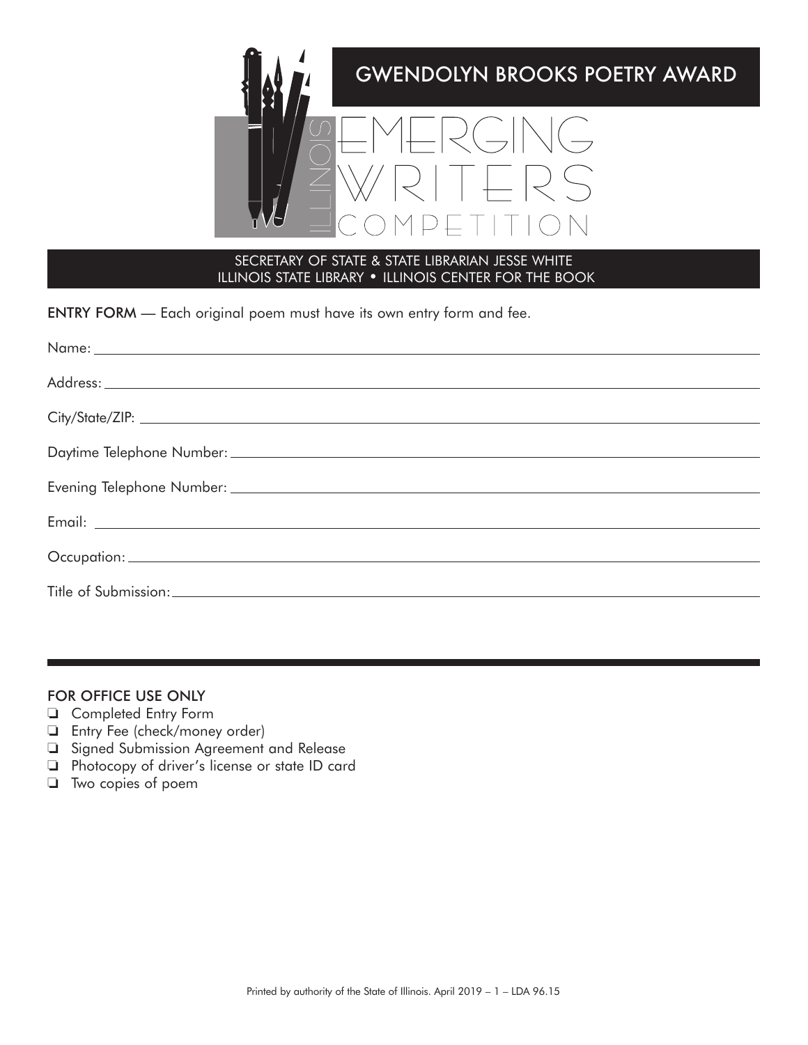# GWENDOLYN BROOKS POETRY AWARD

## ILLINOIS EMERGING WRITERS COMPETITION

SECRETARY OF STATE & STATE LIBRARIAN JESSE WHITE
ILLINOIS STATE LIBRARY • ILLINOIS CENTER FOR THE BOOK

**ENTRY FORM** — Each original poem must have its own entry form and fee.

Name: ______________________________

Address: ______________________________

City/State/ZIP: ______________________________

Daytime Telephone Number: ______________________________

Evening Telephone Number: ______________________________

Email: ______________________________

Occupation: ______________________________

Title of Submission: ______________________________

---

**FOR OFFICE USE ONLY**

- ❏ Completed Entry Form
- ❏ Entry Fee (check/money order)
- ❏ Signed Submission Agreement and Release
- ❏ Photocopy of driver's license or state ID card
- ❏ Two copies of poem

Printed by authority of the State of Illinois. April 2019 – 1 – LDA 96.15